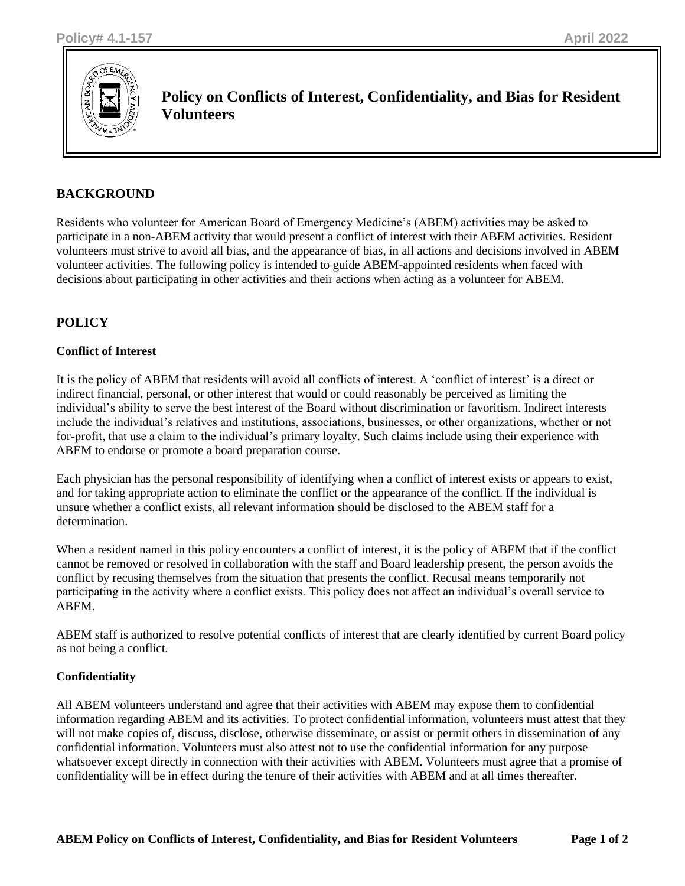# Policy on Conflicts of Interest, Confidentiality, and Bias for Resident Volunteers

## BACKGROUND

Residents who volunteer for American Board of Emergency Medicine's (ABEM) activities may be asked to participate in a non-ABEM activity that would present a conflict of interest with their ABEM activities. Resident volunteers must strive to avoid all bias, and the appearance of bias, in all actions and decisions involved in ABEM volunteer activities. The following policy is intended to guide ABEM-appointed residents when faced with decisions about participating in other activities and their actions when acting as a volunteer for ABEM.

## POLICY

### Conflict of Interest

It is the policy of ABEM that residents will avoid all conflicts of interest. A 'conflict of interest' is a direct or indirect financial, personal, or other interest that would or could reasonably be perceived as limiting the individual's ability to serve the best interest of the Board without discrimination or favoritism. Indirect interests include the individual's relatives and institutions, associations, businesses, or other organizations, whether or not for-profit, that use a claim to the individual's primary loyalty. Such claims include using their experience with ABEM to endorse or promote a board preparation course.

Each physician has the personal responsibility of identifying when a conflict of interest exists or appears to exist, and for taking appropriate action to eliminate the conflict or the appearance of the conflict. If the individual is unsure whether a conflict exists, all relevant information should be disclosed to the ABEM staff for a determination.

When a resident named in this policy encounters a conflict of interest, it is the policy of ABEM that if the conflict cannot be removed or resolved in collaboration with the staff and Board leadership present, the person avoids the conflict by recusing themselves from the situation that presents the conflict. Recusal means temporarily not participating in the activity where a conflict exists. This policy does not affect an individual's overall service to ABEM.

ABEM staff is authorized to resolve potential conflicts of interest that are clearly identified by current Board policy as not being a conflict.

### Confidentiality

All ABEM volunteers understand and agree that their activities with ABEM may expose them to confidential information regarding ABEM and its activities. To protect confidential information, volunteers must attest that they will not make copies of, discuss, disclose, otherwise disseminate, or assist or permit others in dissemination of any confidential information. Volunteers must also attest not to use the confidential information for any purpose whatsoever except directly in connection with their activities with ABEM. Volunteers must agree that a promise of confidentiality will be in effect during the tenure of their activities with ABEM and at all times thereafter.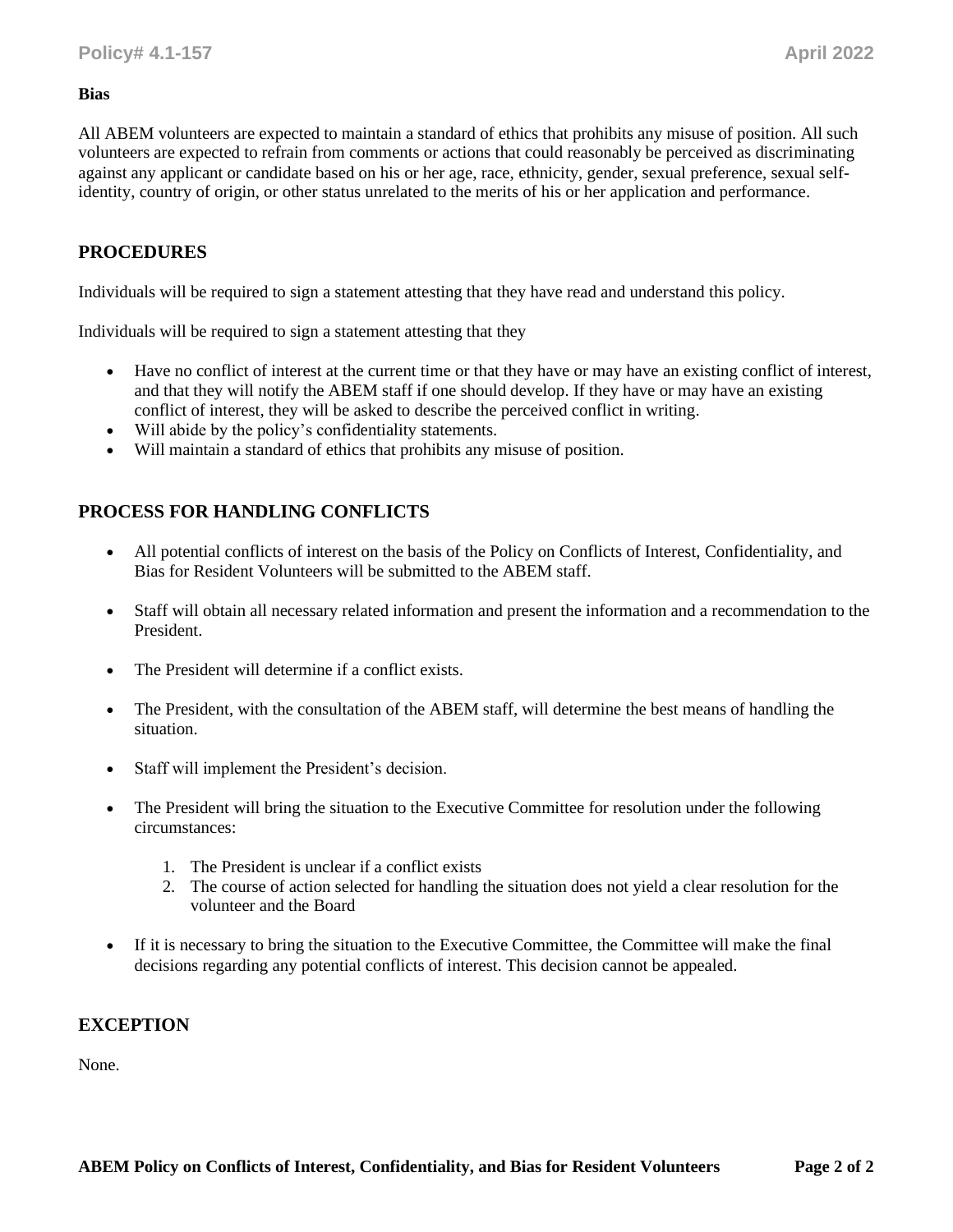**Bias**

All ABEM volunteers are expected to maintain a standard of ethics that prohibits any misuse of position. All such volunteers are expected to refrain from comments or actions that could reasonably be perceived as discriminating against any applicant or candidate based on his or her age, race, ethnicity, gender, sexual preference, sexual self-identity, country of origin, or other status unrelated to the merits of his or her application and performance.

## PROCEDURES

Individuals will be required to sign a statement attesting that they have read and understand this policy.

Individuals will be required to sign a statement attesting that they

- Have no conflict of interest at the current time or that they have or may have an existing conflict of interest, and that they will notify the ABEM staff if one should develop. If they have or may have an existing conflict of interest, they will be asked to describe the perceived conflict in writing.
- Will abide by the policy's confidentiality statements.
- Will maintain a standard of ethics that prohibits any misuse of position.

## PROCESS FOR HANDLING CONFLICTS

- All potential conflicts of interest on the basis of the Policy on Conflicts of Interest, Confidentiality, and Bias for Resident Volunteers will be submitted to the ABEM staff.
- Staff will obtain all necessary related information and present the information and a recommendation to the President.
- The President will determine if a conflict exists.
- The President, with the consultation of the ABEM staff, will determine the best means of handling the situation.
- Staff will implement the President's decision.
- The President will bring the situation to the Executive Committee for resolution under the following circumstances:
    1. The President is unclear if a conflict exists
    2. The course of action selected for handling the situation does not yield a clear resolution for the volunteer and the Board
- If it is necessary to bring the situation to the Executive Committee, the Committee will make the final decisions regarding any potential conflicts of interest. This decision cannot be appealed.

## EXCEPTION

None.